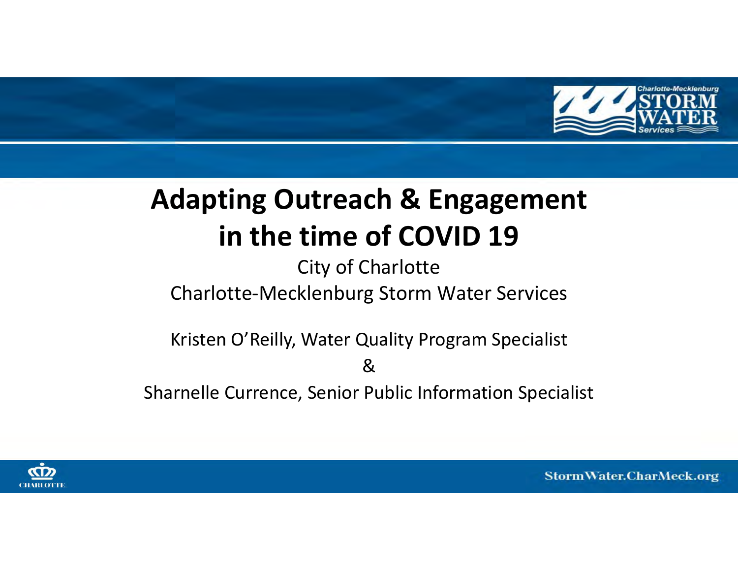# Adapting Outreach & Engagement in the time of COVID 19

City of Charlotte

Charlotte-Mecklenburg Storm Water Services

Kristen O'Reilly, Water Quality Program Specialist

&

Sharnelle Currence, Senior Public Information Specialist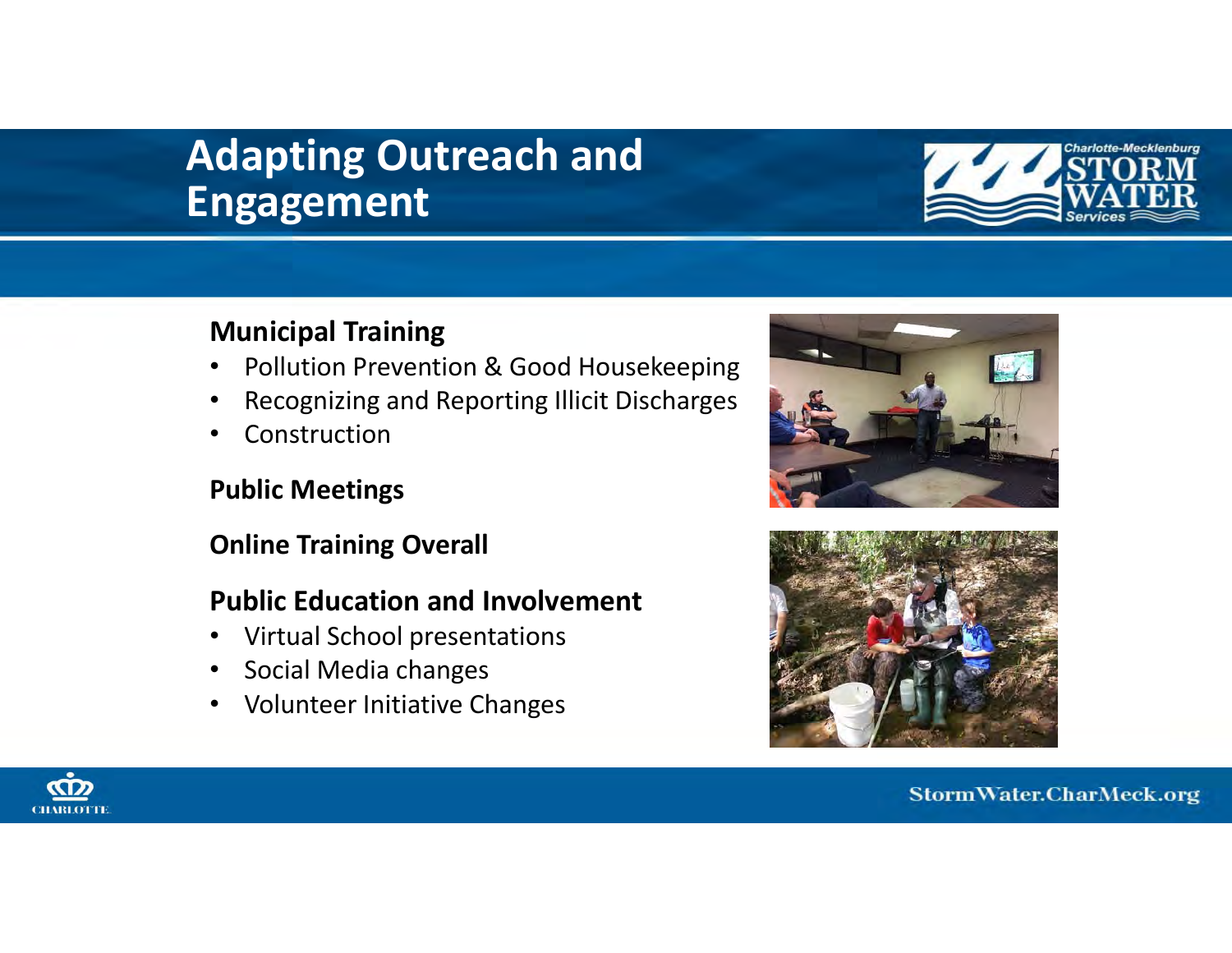# Adapting Outreach and Engagement

### Municipal Training

- Pollution Prevention & Good Housekeeping
- Recognizing and Reporting Illicit Discharges
- Construction

### Public Meetings

### Online Training Overall

### Public Education and Involvement

- Virtual School presentations
- Social Media changes
- Volunteer Initiative Changes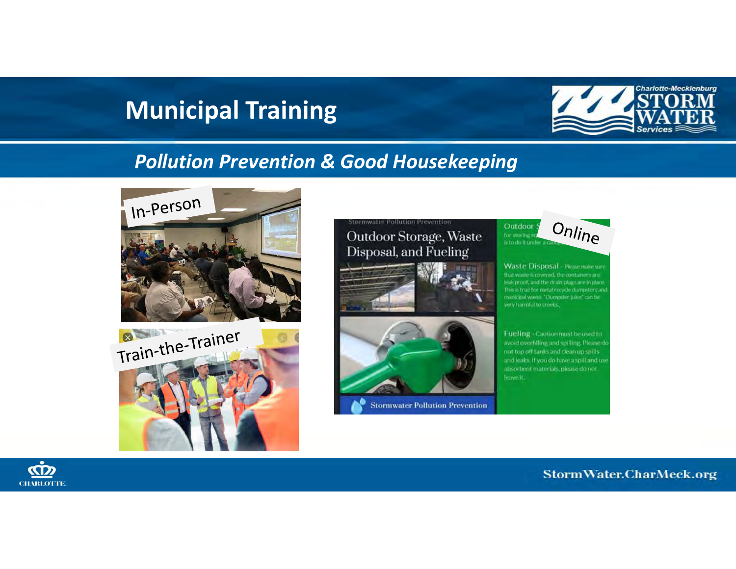# Municipal Training

## *Pollution Prevention & Good Housekeeping*

In-Person

Train-the-Trainer

Online

Stormwater Pollution Prevention

Outdoor Storage, Waste Disposal, and Fueling

Waste Disposal - Please make sure that waste is covered, the containers are leak proof, and the drain plugs are in place. This is true for metal recycle dumpsters and municipal waste. "Dumpster juice" can be very harmful to creeks.

Fueling - Caution must be used to avoid overfilling and spilling. Please do not top off tanks and clean up spills and leaks. If you do have a spill and use absorbent materials, please do not leave it.

Stormwater Pollution Prevention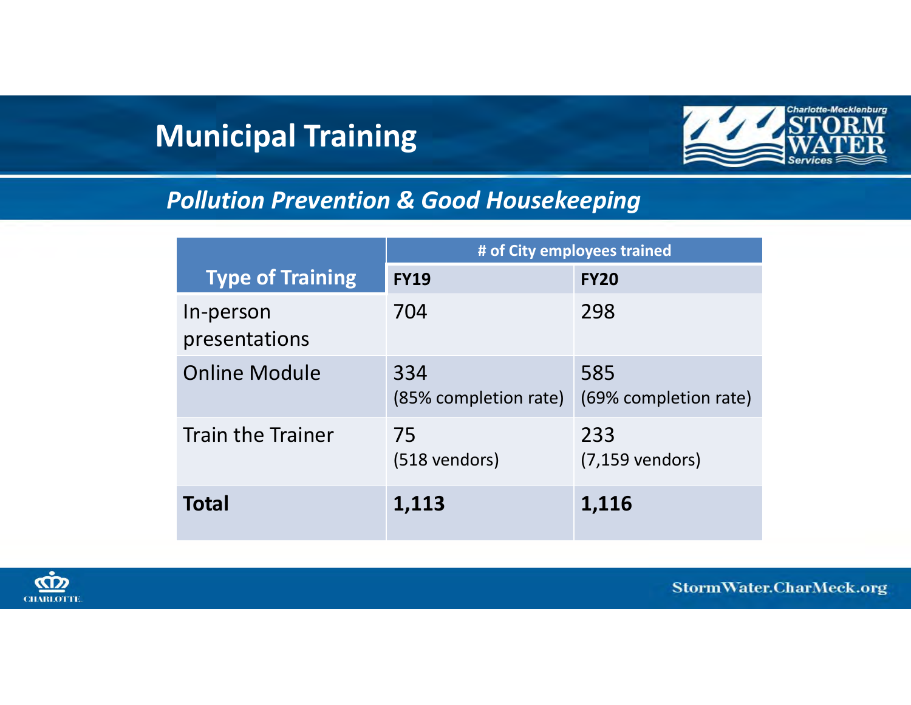# Municipal Training

## *Pollution Prevention & Good Housekeeping*

| Type of Training | # of City employees trained | |
|---|---|---|
| | **FY19** | **FY20** |
| In-person presentations | 704 | 298 |
| Online Module | 334 (85% completion rate) | 585 (69% completion rate) |
| Train the Trainer | 75 (518 vendors) | 233 (7,159 vendors) |
| **Total** | **1,113** | **1,116** |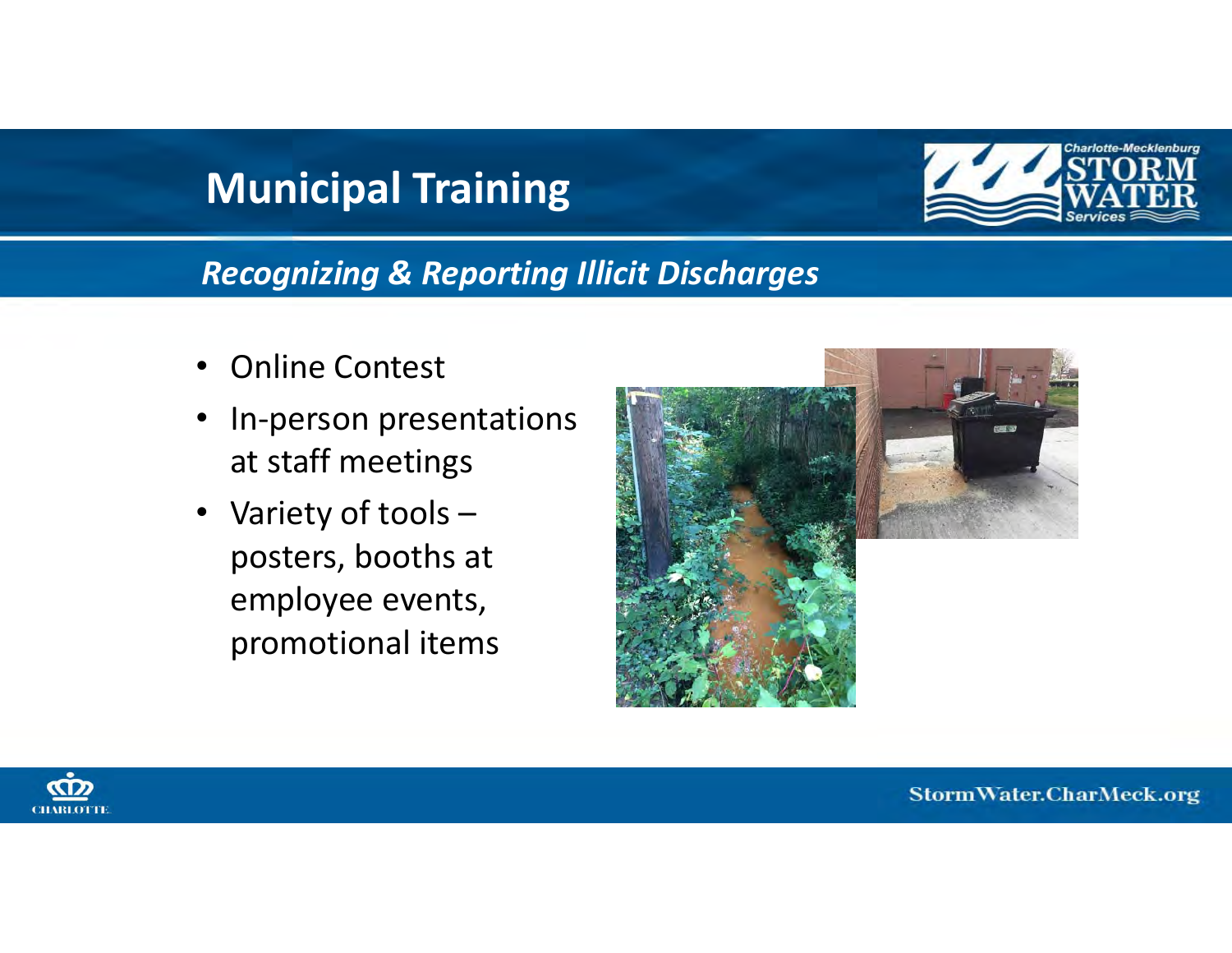# Municipal Training

*Recognizing & Reporting Illicit Discharges*

- Online Contest
- In-person presentations at staff meetings
- Variety of tools – posters, booths at employee events, promotional items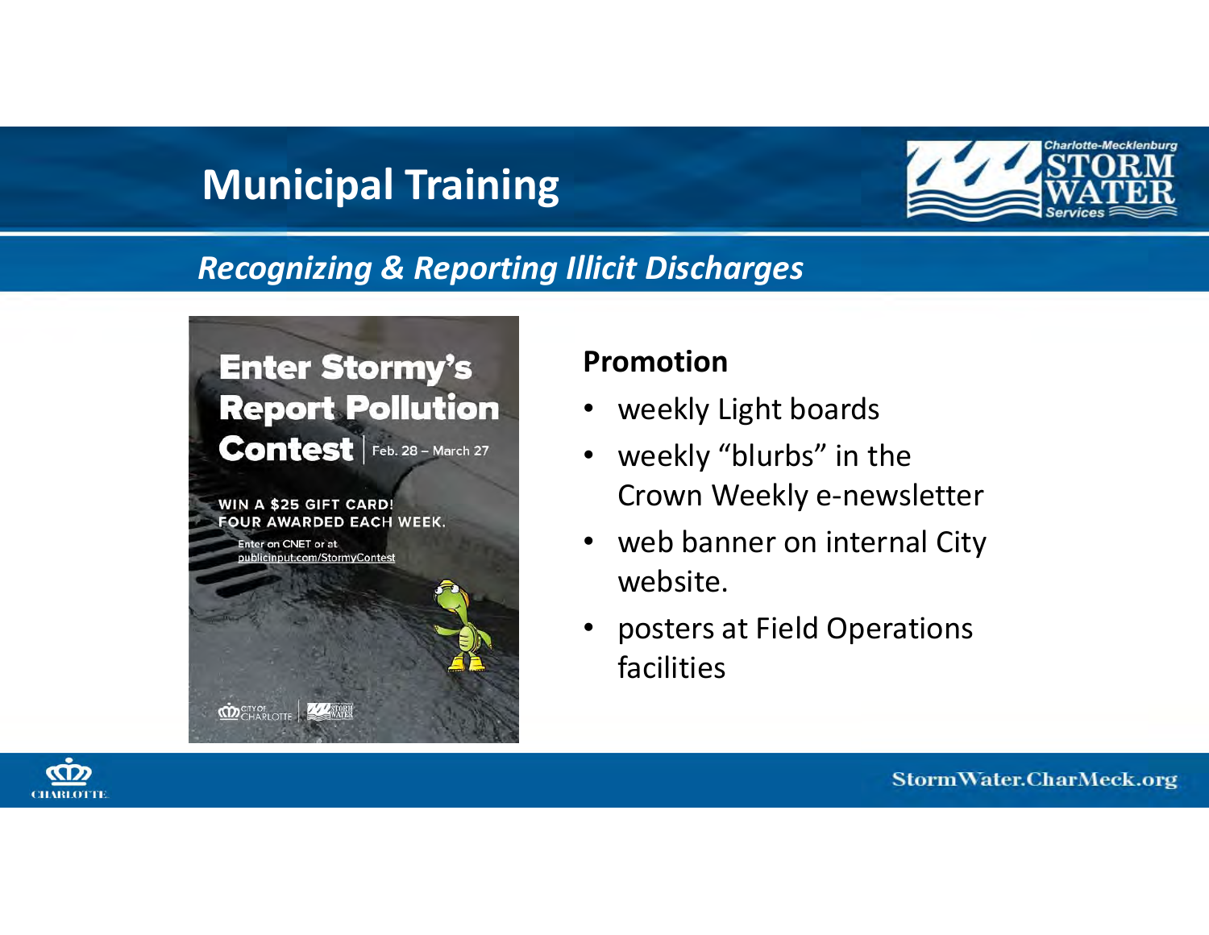# Municipal Training

## *Recognizing & Reporting Illicit Discharges*

**Enter Stormy's Report Pollution Contest** | Feb. 28 – March 27

WIN A $25 GIFT CARD!
FOUR AWARDED EACH WEEK.

Enter on CNET or at publicinput.com/StormyContest

### Promotion

- weekly Light boards
- weekly "blurbs" in the Crown Weekly e-newsletter
- web banner on internal City website.
- posters at Field Operations facilities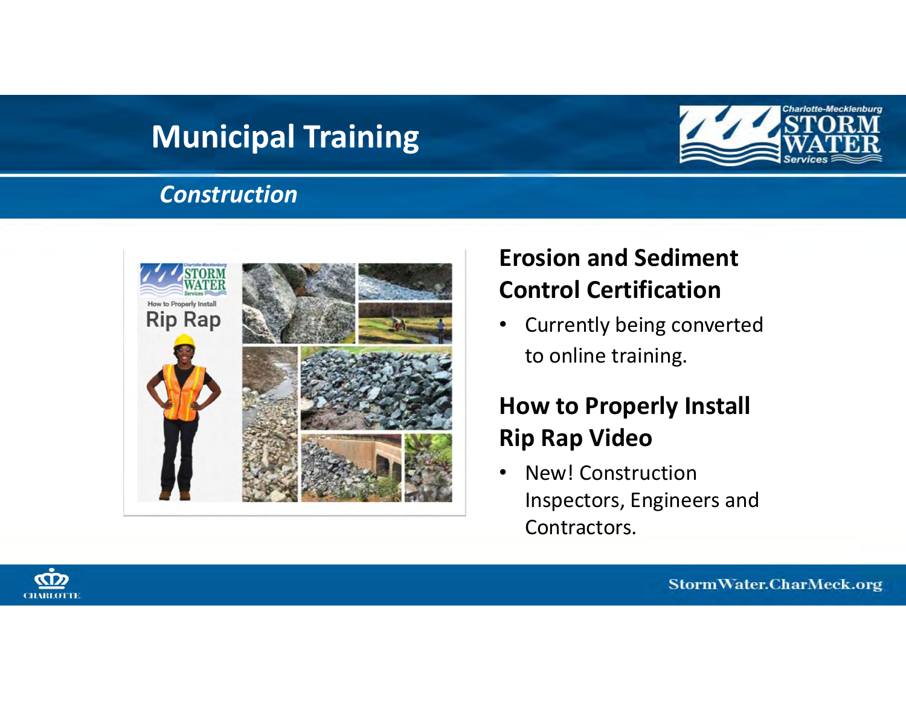# Municipal Training

## *Construction*

### Erosion and Sediment Control Certification

- Currently being converted to online training.

### How to Properly Install Rip Rap Video

- New! Construction Inspectors, Engineers and Contractors.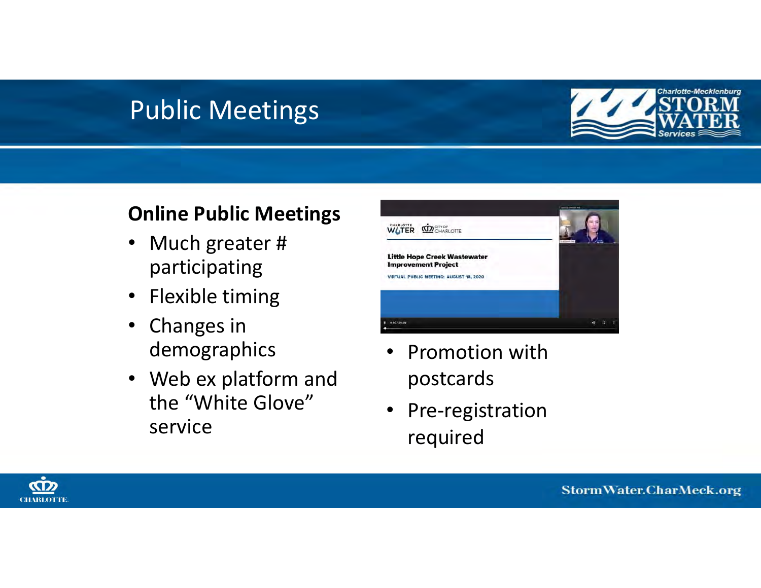# Public Meetings

## Online Public Meetings

- Much greater # participating
- Flexible timing
- Changes in demographics
- Web ex platform and the "White Glove" service
- Promotion with postcards
- Pre-registration required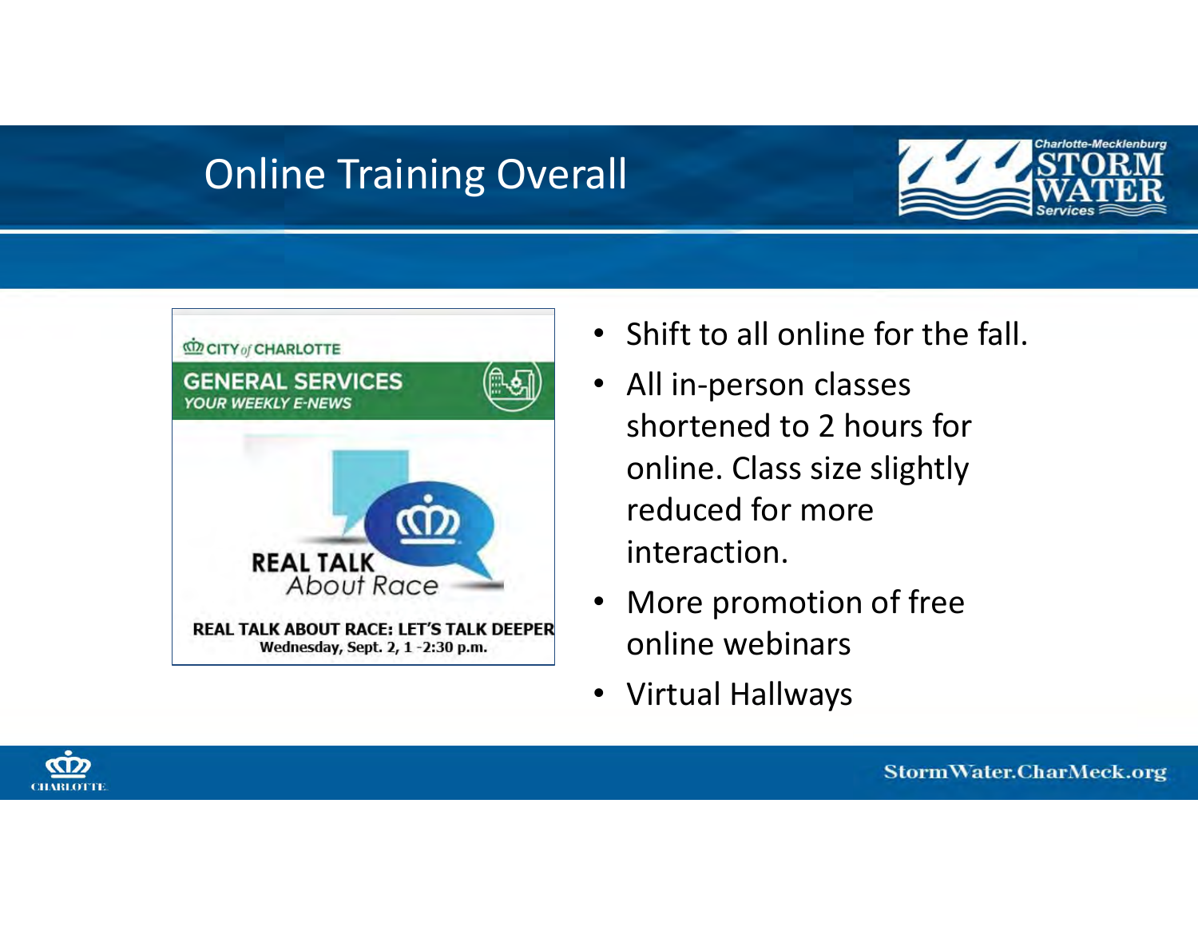# Online Training Overall

- Shift to all online for the fall.
- All in-person classes shortened to 2 hours for online. Class size slightly reduced for more interaction.
- More promotion of free online webinars
- Virtual Hallways

CITY of CHARLOTTE

GENERAL SERVICES
YOUR WEEKLY E-NEWS

REAL TALK About Race

REAL TALK ABOUT RACE: LET'S TALK DEEPER
Wednesday, Sept. 2, 1 -2:30 p.m.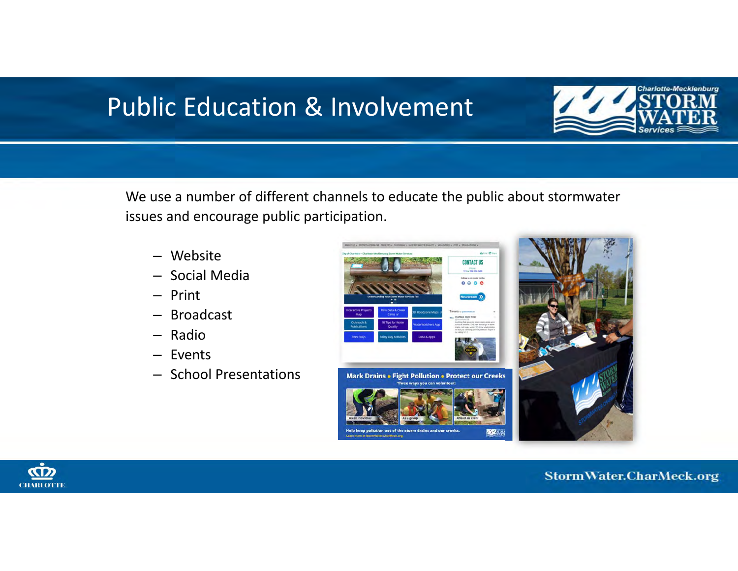# Public Education & Involvement

We use a number of different channels to educate the public about stormwater issues and encourage public participation.

- Website
- Social Media
- Print
- Broadcast
- Radio
- Events
- School Presentations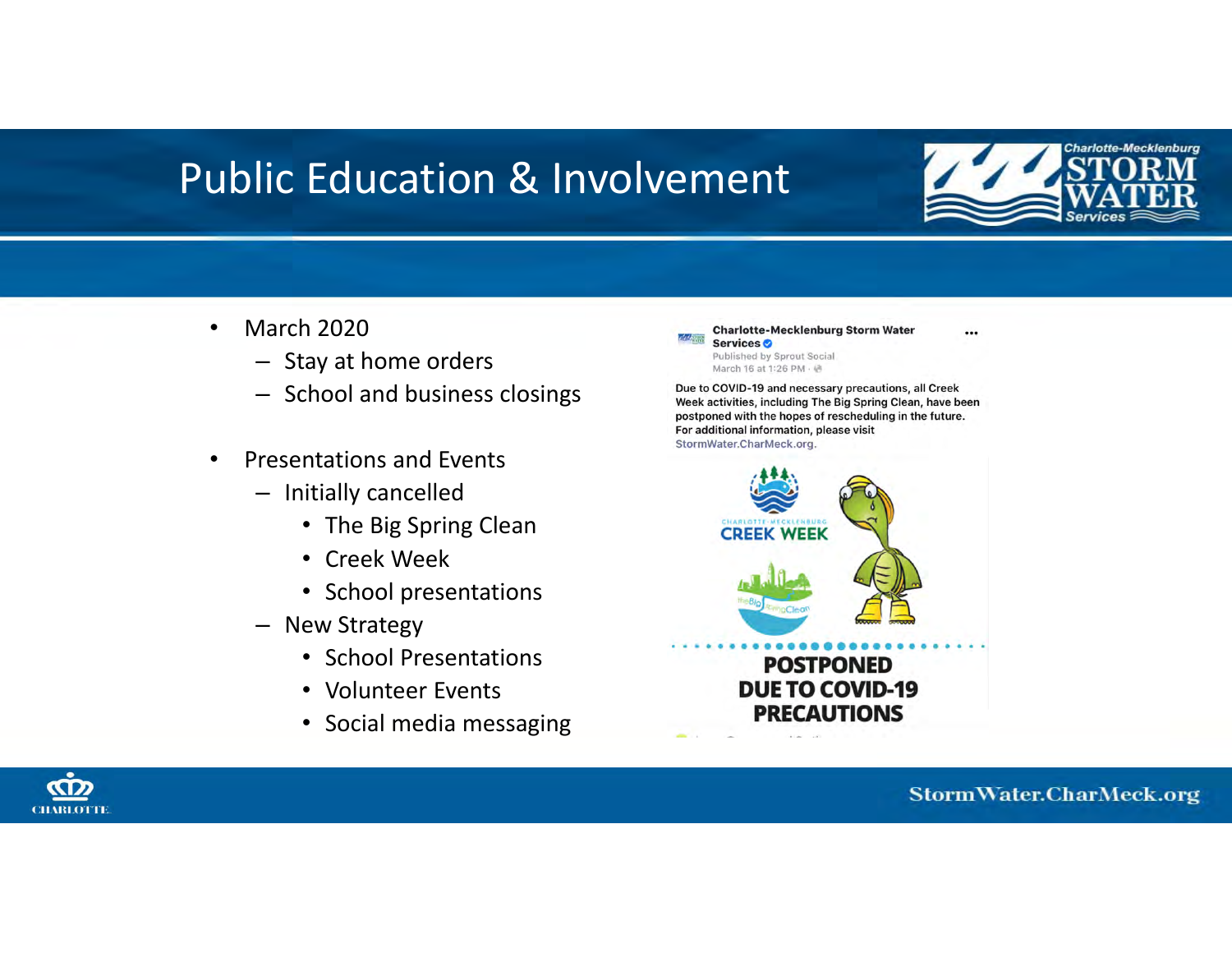# Public Education & Involvement

- March 2020
  - Stay at home orders
  - School and business closings

- Presentations and Events
  - Initially cancelled
    - The Big Spring Clean
    - Creek Week
    - School presentations
  - New Strategy
    - School Presentations
    - Volunteer Events
    - Social media messaging

**Charlotte-Mecklenburg Storm Water Services**
Published by Sprout Social
March 16 at 1:26 PM

Due to COVID-19 and necessary precautions, all Creek Week activities, including The Big Spring Clean, have been postponed with the hopes of rescheduling in the future. For additional information, please visit StormWater.CharMeck.org.

CHARLOTTE-MECKLENBURG CREEK WEEK

the Big Spring Clean

**POSTPONED DUE TO COVID-19 PRECAUTIONS**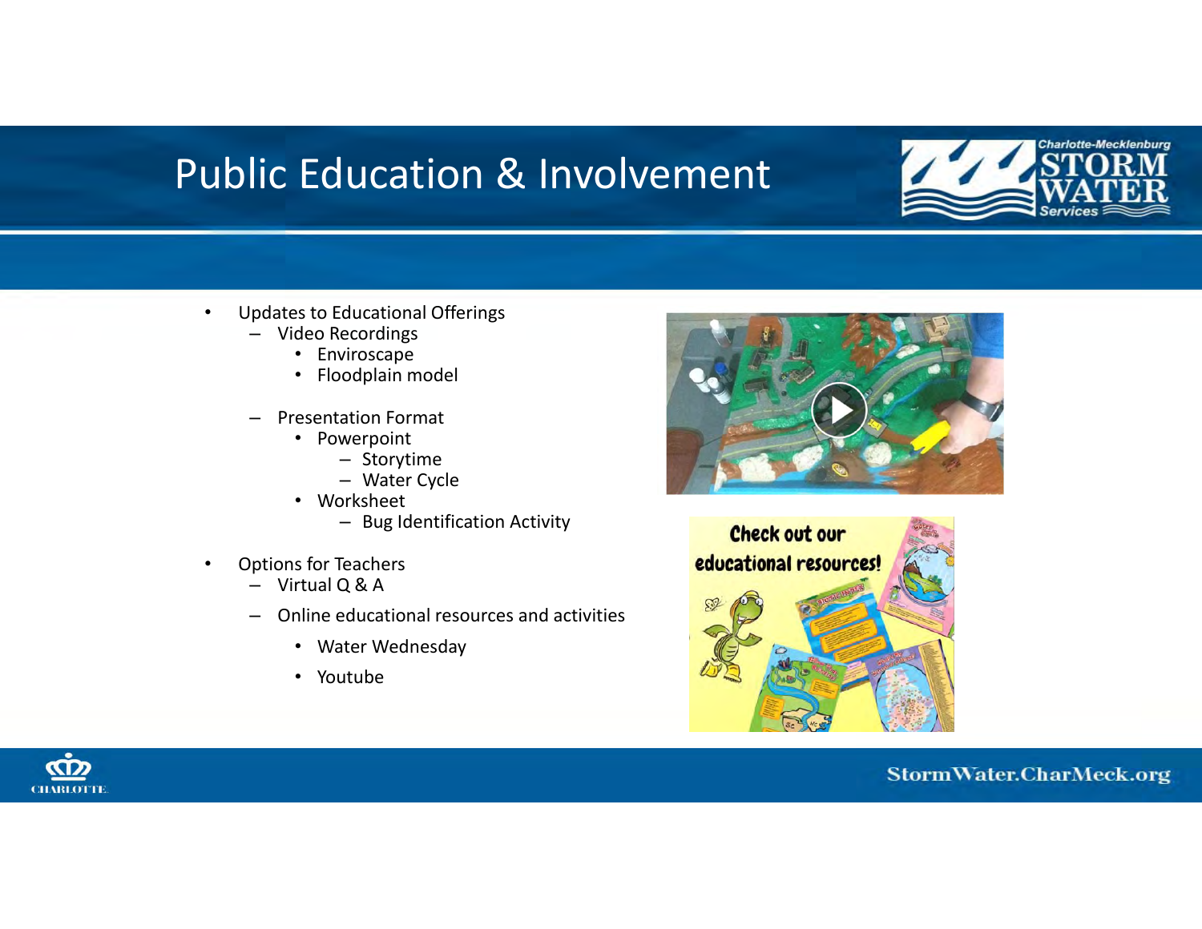# Public Education & Involvement

- Updates to Educational Offerings
  - Video Recordings
    - Enviroscape
    - Floodplain model
  - Presentation Format
    - Powerpoint
      - Storytime
      - Water Cycle
    - Worksheet
      - Bug Identification Activity
- Options for Teachers
  - Virtual Q & A
  - Online educational resources and activities
    - Water Wednesday
    - Youtube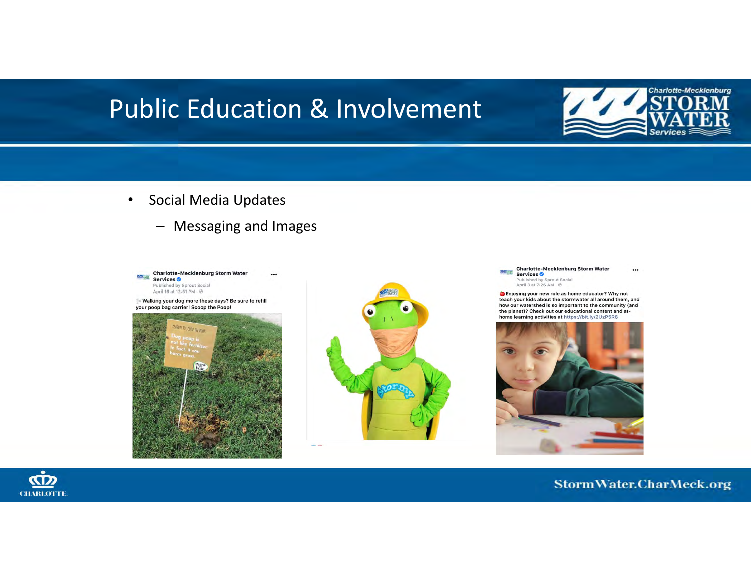# Public Education & Involvement

- Social Media Updates
  - Messaging and Images

**Charlotte-Mecklenburg Storm Water Services**
Published by Sprout Social
April 16 at 12:51 PM

Walking your dog more these days? Be sure to refill your poop bag carrier! Scoop the Poop!

**Charlotte-Mecklenburg Storm Water Services**
Published by Sprout Social
April 3 at 7:26 AM

Enjoying your new role as home educator? Why not teach your kids about the stormwater all around them, and how our watershed is so important to the community (and the planet)? Check out our educational content and at-home learning activities at https://bit.ly/2UzP5R8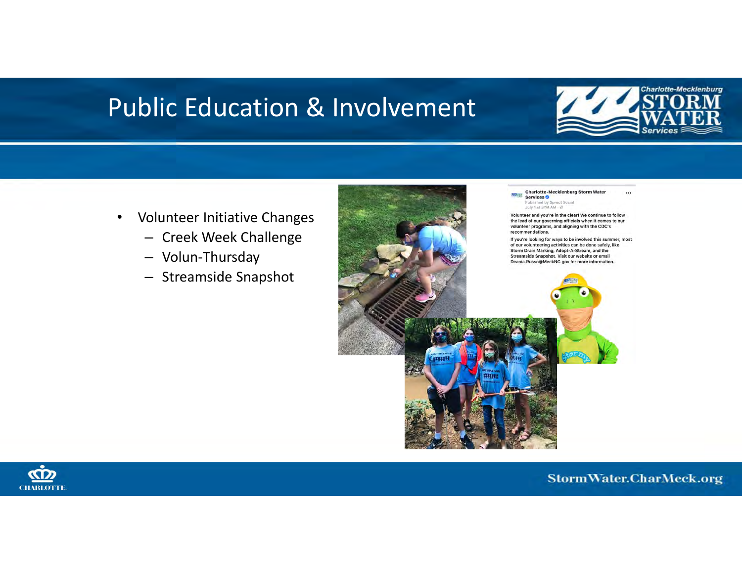# Public Education & Involvement

- Volunteer Initiative Changes
  - Creek Week Challenge
  - Volun-Thursday
  - Streamside Snapshot

Charlotte-Mecklenburg Storm Water Services
Published by Sprout Social
July 1 at 8:18 AM

Volunteer and you're in the clear! We continue to follow the lead of our governing officials when it comes to our volunteer programs, and aligning with the CDC's recommendations.

If you're looking for ways to be involved this summer, most of our volunteering activities can be done safely, like Storm Drain Marking, Adopt-A-Stream, and the Streamside Snapshot. Visit our website or email Deania.Russo@MeckNC.gov for more information.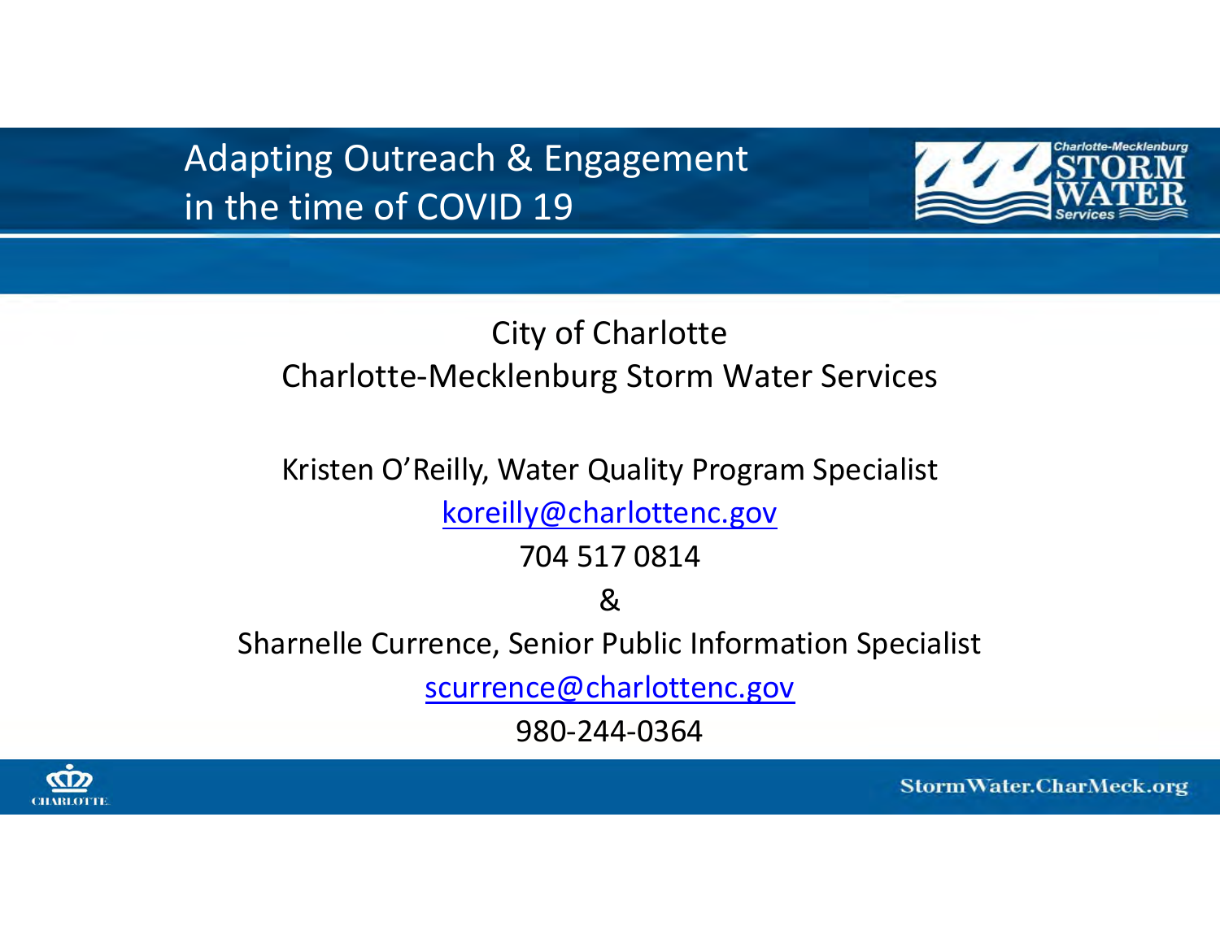# Adapting Outreach & Engagement in the time of COVID 19

City of Charlotte
Charlotte-Mecklenburg Storm Water Services

Kristen O'Reilly, Water Quality Program Specialist
koreilly@charlottenc.gov
704 517 0814

&

Sharnelle Currence, Senior Public Information Specialist
scurrence@charlottenc.gov
980-244-0364

StormWater.CharMeck.org